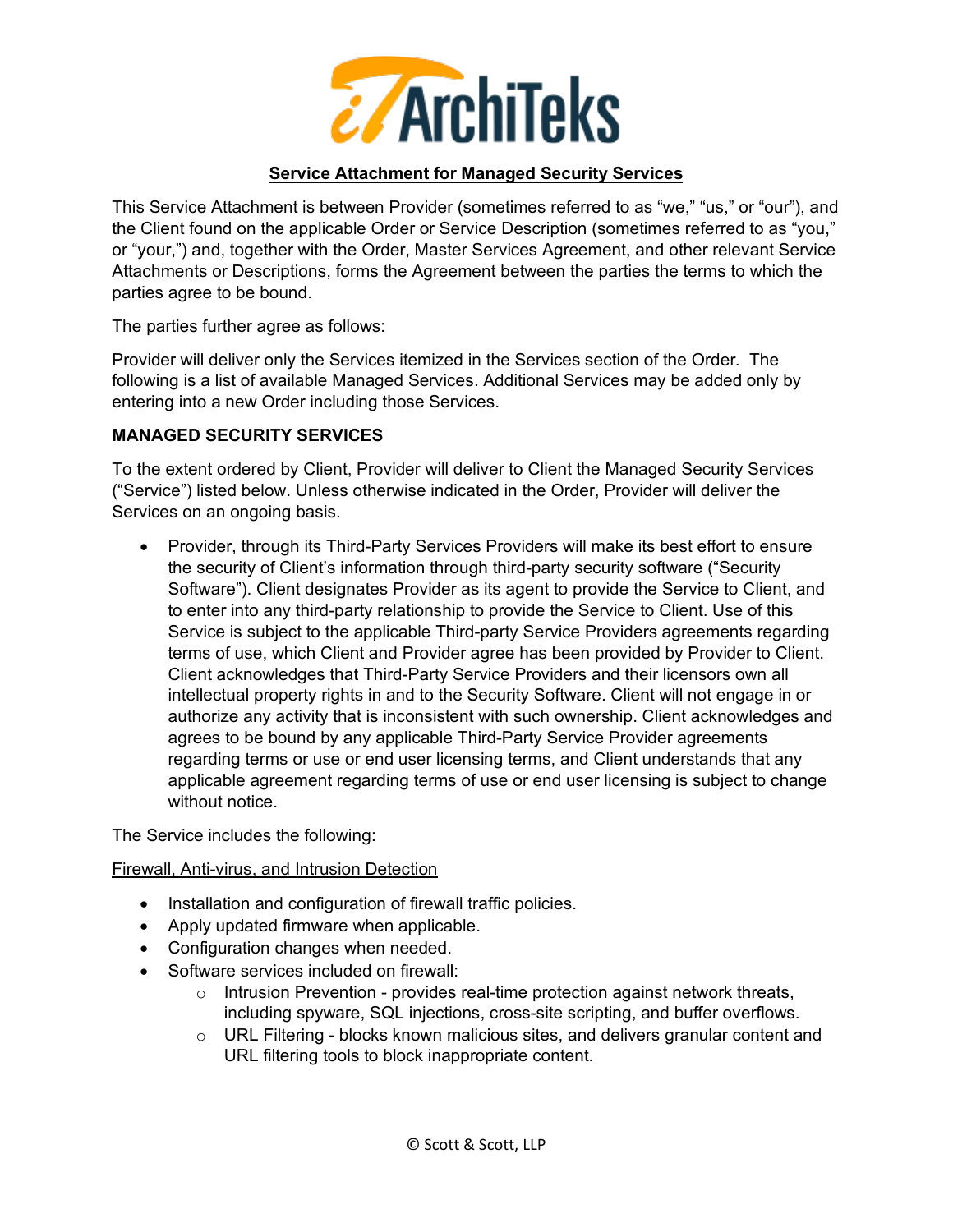**Service Attachment for Managed Security Services**

This Service Attachment is between Provider (sometimes referred to as "we," "us," or "our"), and the Client found on the applicable Order or Service Description (sometimes referred to as "you," or "your,") and, together with the Order, Master Services Agreement, and other relevant Service Attachments or Descriptions, forms the Agreement between the parties the terms to which the parties agree to be bound.

The parties further agree as follows:

Provider will deliver only the Services itemized in the Services section of the Order. The following is a list of available Managed Services. Additional Services may be added only by entering into a new Order including those Services.

**MANAGED SECURITY SERVICES**

To the extent ordered by Client, Provider will deliver to Client the Managed Security Services ("Service") listed below. Unless otherwise indicated in the Order, Provider will deliver the Services on an ongoing basis.

- Provider, through its Third-Party Services Providers will make its best effort to ensure the security of Client's information through third-party security software ("Security Software"). Client designates Provider as its agent to provide the Service to Client, and to enter into any third-party relationship to provide the Service to Client. Use of this Service is subject to the applicable Third-party Service Providers agreements regarding terms of use, which Client and Provider agree has been provided by Provider to Client. Client acknowledges that Third-Party Service Providers and their licensors own all intellectual property rights in and to the Security Software. Client will not engage in or authorize any activity that is inconsistent with such ownership. Client acknowledges and agrees to be bound by any applicable Third-Party Service Provider agreements regarding terms or use or end user licensing terms, and Client understands that any applicable agreement regarding terms of use or end user licensing is subject to change without notice.

The Service includes the following:

<u>Firewall, Anti-virus, and Intrusion Detection</u>

- Installation and configuration of firewall traffic policies.
- Apply updated firmware when applicable.
- Configuration changes when needed.
- Software services included on firewall:
    - Intrusion Prevention - provides real-time protection against network threats, including spyware, SQL injections, cross-site scripting, and buffer overflows.
    - URL Filtering - blocks known malicious sites, and delivers granular content and URL filtering tools to block inappropriate content.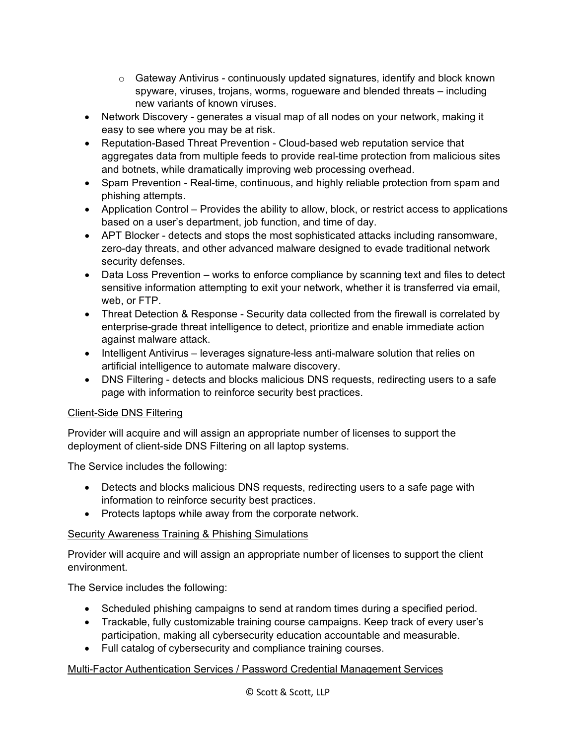- Gateway Antivirus - continuously updated signatures, identify and block known spyware, viruses, trojans, worms, rogueware and blended threats – including new variants of known viruses.
- Network Discovery - generates a visual map of all nodes on your network, making it easy to see where you may be at risk.
- Reputation-Based Threat Prevention - Cloud-based web reputation service that aggregates data from multiple feeds to provide real-time protection from malicious sites and botnets, while dramatically improving web processing overhead.
- Spam Prevention - Real-time, continuous, and highly reliable protection from spam and phishing attempts.
- Application Control – Provides the ability to allow, block, or restrict access to applications based on a user's department, job function, and time of day.
- APT Blocker - detects and stops the most sophisticated attacks including ransomware, zero-day threats, and other advanced malware designed to evade traditional network security defenses.
- Data Loss Prevention – works to enforce compliance by scanning text and files to detect sensitive information attempting to exit your network, whether it is transferred via email, web, or FTP.
- Threat Detection & Response - Security data collected from the firewall is correlated by enterprise-grade threat intelligence to detect, prioritize and enable immediate action against malware attack.
- Intelligent Antivirus – leverages signature-less anti-malware solution that relies on artificial intelligence to automate malware discovery.
- DNS Filtering - detects and blocks malicious DNS requests, redirecting users to a safe page with information to reinforce security best practices.

<u>Client-Side DNS Filtering</u>

Provider will acquire and will assign an appropriate number of licenses to support the deployment of client-side DNS Filtering on all laptop systems.

The Service includes the following:

- Detects and blocks malicious DNS requests, redirecting users to a safe page with information to reinforce security best practices.
- Protects laptops while away from the corporate network.

<u>Security Awareness Training & Phishing Simulations</u>

Provider will acquire and will assign an appropriate number of licenses to support the client environment.

The Service includes the following:

- Scheduled phishing campaigns to send at random times during a specified period.
- Trackable, fully customizable training course campaigns. Keep track of every user's participation, making all cybersecurity education accountable and measurable.
- Full catalog of cybersecurity and compliance training courses.

<u>Multi-Factor Authentication Services / Password Credential Management Services</u>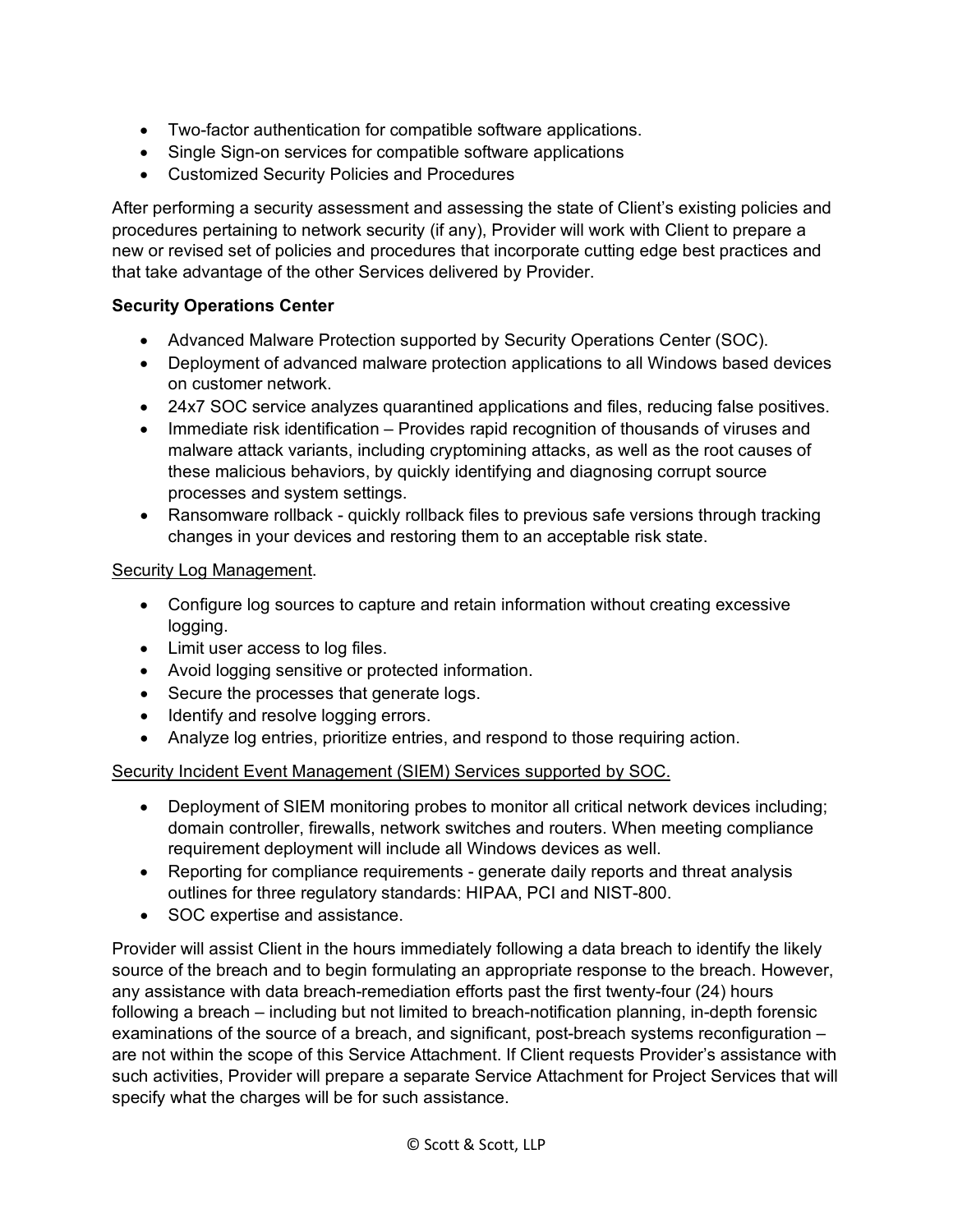- Two-factor authentication for compatible software applications.
- Single Sign-on services for compatible software applications
- Customized Security Policies and Procedures

After performing a security assessment and assessing the state of Client's existing policies and procedures pertaining to network security (if any), Provider will work with Client to prepare a new or revised set of policies and procedures that incorporate cutting edge best practices and that take advantage of the other Services delivered by Provider.

**Security Operations Center**

- Advanced Malware Protection supported by Security Operations Center (SOC).
- Deployment of advanced malware protection applications to all Windows based devices on customer network.
- 24x7 SOC service analyzes quarantined applications and files, reducing false positives.
- Immediate risk identification – Provides rapid recognition of thousands of viruses and malware attack variants, including cryptomining attacks, as well as the root causes of these malicious behaviors, by quickly identifying and diagnosing corrupt source processes and system settings.
- Ransomware rollback - quickly rollback files to previous safe versions through tracking changes in your devices and restoring them to an acceptable risk state.

<u>Security Log Management</u>.

- Configure log sources to capture and retain information without creating excessive logging.
- Limit user access to log files.
- Avoid logging sensitive or protected information.
- Secure the processes that generate logs.
- Identify and resolve logging errors.
- Analyze log entries, prioritize entries, and respond to those requiring action.

<u>Security Incident Event Management (SIEM) Services supported by SOC.</u>

- Deployment of SIEM monitoring probes to monitor all critical network devices including; domain controller, firewalls, network switches and routers. When meeting compliance requirement deployment will include all Windows devices as well.
- Reporting for compliance requirements - generate daily reports and threat analysis outlines for three regulatory standards: HIPAA, PCI and NIST-800.
- SOC expertise and assistance.

Provider will assist Client in the hours immediately following a data breach to identify the likely source of the breach and to begin formulating an appropriate response to the breach. However, any assistance with data breach-remediation efforts past the first twenty-four (24) hours following a breach – including but not limited to breach-notification planning, in-depth forensic examinations of the source of a breach, and significant, post-breach systems reconfiguration – are not within the scope of this Service Attachment. If Client requests Provider's assistance with such activities, Provider will prepare a separate Service Attachment for Project Services that will specify what the charges will be for such assistance.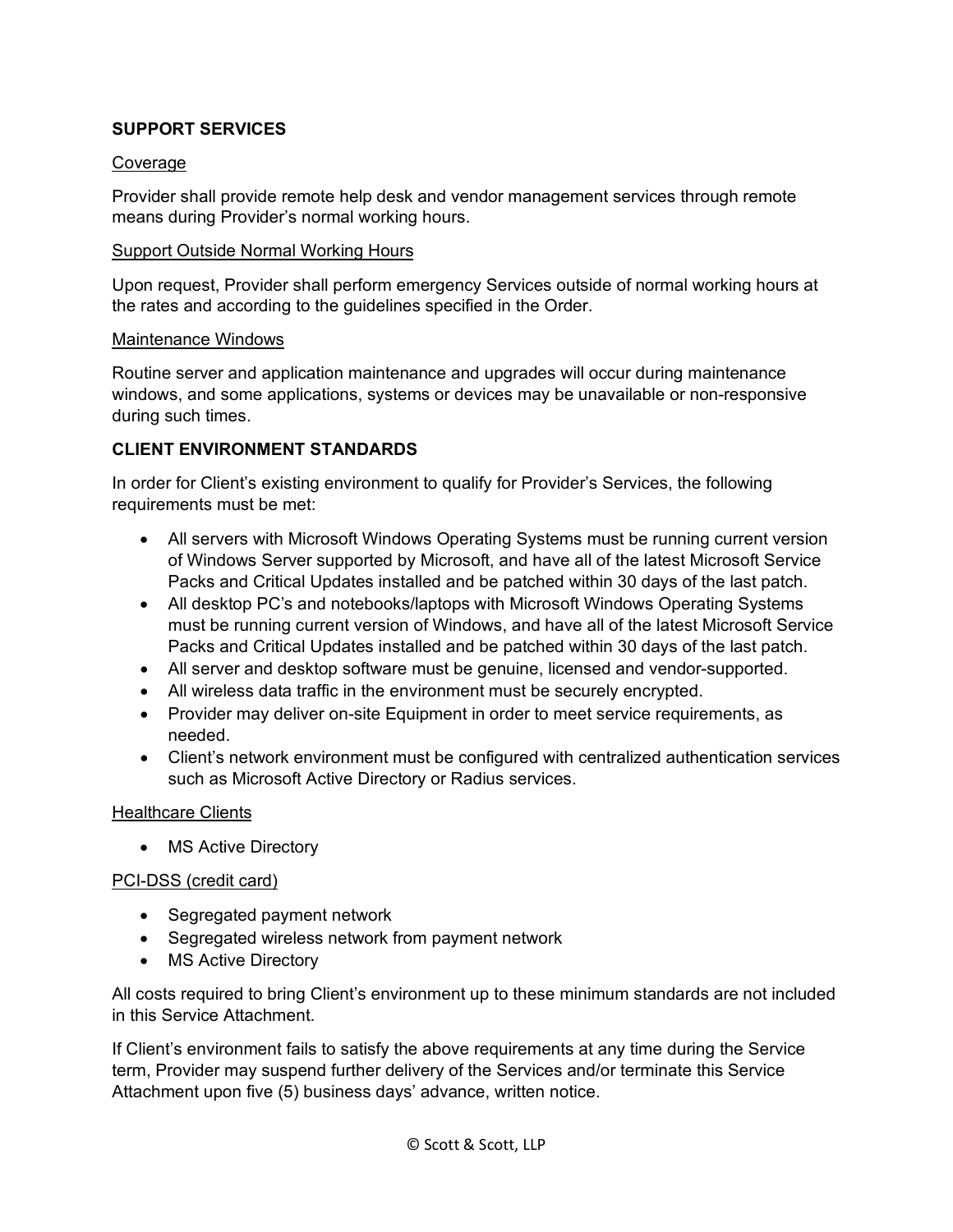## SUPPORT SERVICES

### Coverage

Provider shall provide remote help desk and vendor management services through remote means during Provider's normal working hours.

### Support Outside Normal Working Hours

Upon request, Provider shall perform emergency Services outside of normal working hours at the rates and according to the guidelines specified in the Order.

### Maintenance Windows

Routine server and application maintenance and upgrades will occur during maintenance windows, and some applications, systems or devices may be unavailable or non-responsive during such times.

## CLIENT ENVIRONMENT STANDARDS

In order for Client's existing environment to qualify for Provider's Services, the following requirements must be met:

- All servers with Microsoft Windows Operating Systems must be running current version of Windows Server supported by Microsoft, and have all of the latest Microsoft Service Packs and Critical Updates installed and be patched within 30 days of the last patch.
- All desktop PC's and notebooks/laptops with Microsoft Windows Operating Systems must be running current version of Windows, and have all of the latest Microsoft Service Packs and Critical Updates installed and be patched within 30 days of the last patch.
- All server and desktop software must be genuine, licensed and vendor-supported.
- All wireless data traffic in the environment must be securely encrypted.
- Provider may deliver on-site Equipment in order to meet service requirements, as needed.
- Client's network environment must be configured with centralized authentication services such as Microsoft Active Directory or Radius services.

### Healthcare Clients

- MS Active Directory

### PCI-DSS (credit card)

- Segregated payment network
- Segregated wireless network from payment network
- MS Active Directory

All costs required to bring Client's environment up to these minimum standards are not included in this Service Attachment.

If Client's environment fails to satisfy the above requirements at any time during the Service term, Provider may suspend further delivery of the Services and/or terminate this Service Attachment upon five (5) business days' advance, written notice.

© Scott & Scott, LLP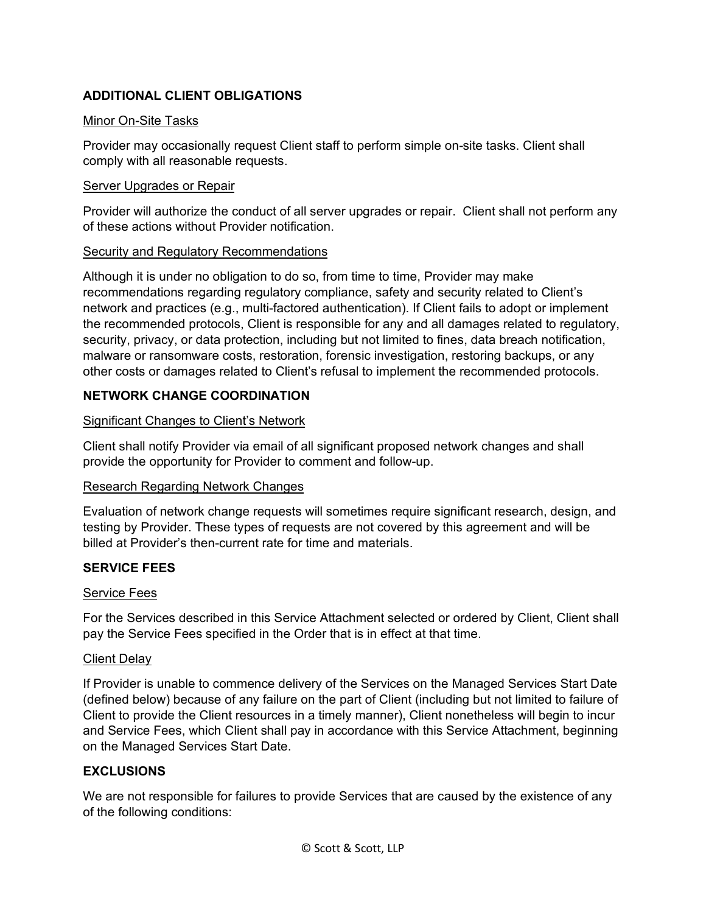## ADDITIONAL CLIENT OBLIGATIONS

Minor On-Site Tasks

Provider may occasionally request Client staff to perform simple on-site tasks. Client shall comply with all reasonable requests.

Server Upgrades or Repair

Provider will authorize the conduct of all server upgrades or repair. Client shall not perform any of these actions without Provider notification.

Security and Regulatory Recommendations

Although it is under no obligation to do so, from time to time, Provider may make recommendations regarding regulatory compliance, safety and security related to Client's network and practices (e.g., multi-factored authentication). If Client fails to adopt or implement the recommended protocols, Client is responsible for any and all damages related to regulatory, security, privacy, or data protection, including but not limited to fines, data breach notification, malware or ransomware costs, restoration, forensic investigation, restoring backups, or any other costs or damages related to Client's refusal to implement the recommended protocols.

## NETWORK CHANGE COORDINATION

Significant Changes to Client's Network

Client shall notify Provider via email of all significant proposed network changes and shall provide the opportunity for Provider to comment and follow-up.

Research Regarding Network Changes

Evaluation of network change requests will sometimes require significant research, design, and testing by Provider. These types of requests are not covered by this agreement and will be billed at Provider's then-current rate for time and materials.

## SERVICE FEES

Service Fees

For the Services described in this Service Attachment selected or ordered by Client, Client shall pay the Service Fees specified in the Order that is in effect at that time.

Client Delay

If Provider is unable to commence delivery of the Services on the Managed Services Start Date (defined below) because of any failure on the part of Client (including but not limited to failure of Client to provide the Client resources in a timely manner), Client nonetheless will begin to incur and Service Fees, which Client shall pay in accordance with this Service Attachment, beginning on the Managed Services Start Date.

## EXCLUSIONS

We are not responsible for failures to provide Services that are caused by the existence of any of the following conditions: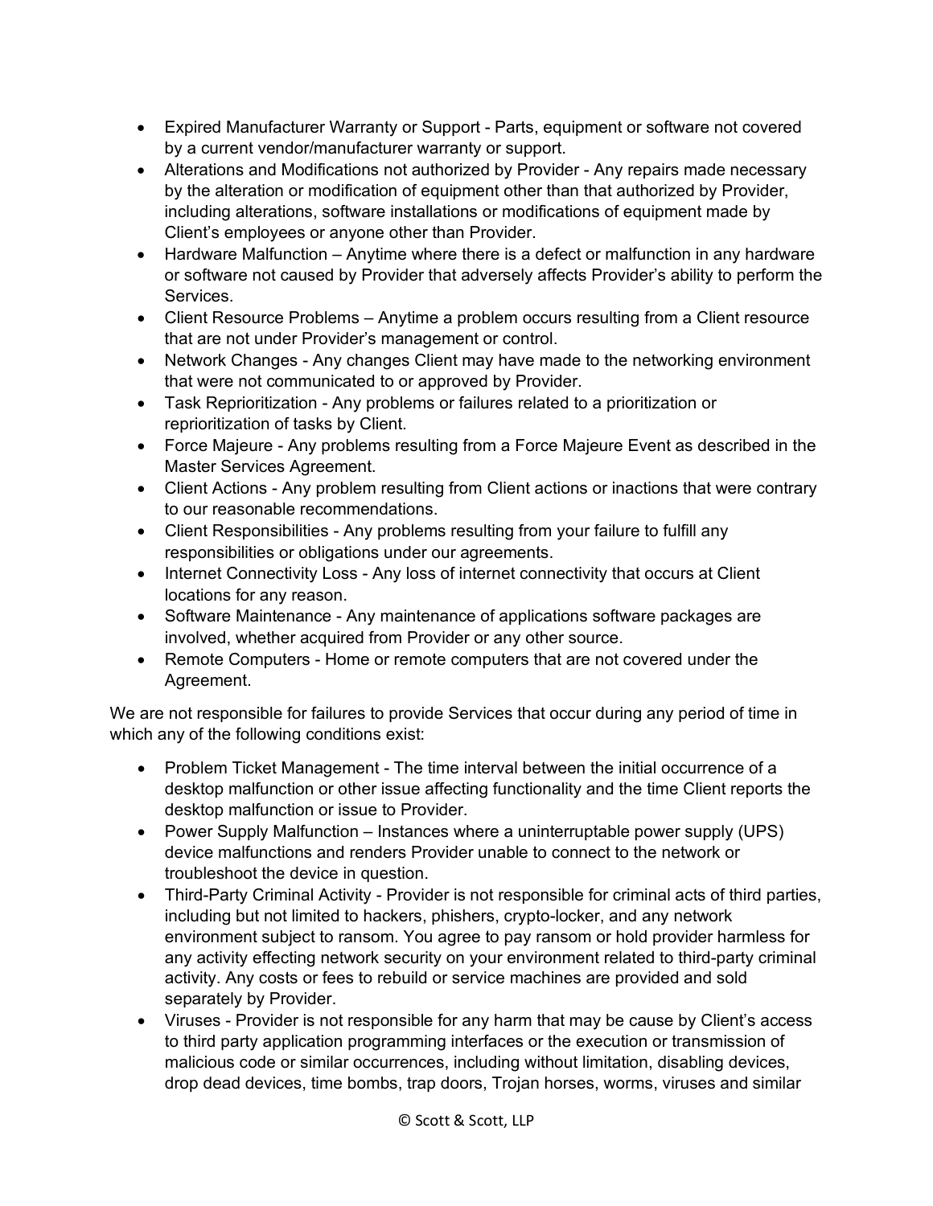- Expired Manufacturer Warranty or Support - Parts, equipment or software not covered by a current vendor/manufacturer warranty or support.
- Alterations and Modifications not authorized by Provider - Any repairs made necessary by the alteration or modification of equipment other than that authorized by Provider, including alterations, software installations or modifications of equipment made by Client's employees or anyone other than Provider.
- Hardware Malfunction – Anytime where there is a defect or malfunction in any hardware or software not caused by Provider that adversely affects Provider's ability to perform the Services.
- Client Resource Problems – Anytime a problem occurs resulting from a Client resource that are not under Provider's management or control.
- Network Changes - Any changes Client may have made to the networking environment that were not communicated to or approved by Provider.
- Task Reprioritization - Any problems or failures related to a prioritization or reprioritization of tasks by Client.
- Force Majeure - Any problems resulting from a Force Majeure Event as described in the Master Services Agreement.
- Client Actions - Any problem resulting from Client actions or inactions that were contrary to our reasonable recommendations.
- Client Responsibilities - Any problems resulting from your failure to fulfill any responsibilities or obligations under our agreements.
- Internet Connectivity Loss - Any loss of internet connectivity that occurs at Client locations for any reason.
- Software Maintenance - Any maintenance of applications software packages are involved, whether acquired from Provider or any other source.
- Remote Computers - Home or remote computers that are not covered under the Agreement.

We are not responsible for failures to provide Services that occur during any period of time in which any of the following conditions exist:

- Problem Ticket Management - The time interval between the initial occurrence of a desktop malfunction or other issue affecting functionality and the time Client reports the desktop malfunction or issue to Provider.
- Power Supply Malfunction – Instances where a uninterruptable power supply (UPS) device malfunctions and renders Provider unable to connect to the network or troubleshoot the device in question.
- Third-Party Criminal Activity - Provider is not responsible for criminal acts of third parties, including but not limited to hackers, phishers, crypto-locker, and any network environment subject to ransom. You agree to pay ransom or hold provider harmless for any activity effecting network security on your environment related to third-party criminal activity. Any costs or fees to rebuild or service machines are provided and sold separately by Provider.
- Viruses - Provider is not responsible for any harm that may be cause by Client's access to third party application programming interfaces or the execution or transmission of malicious code or similar occurrences, including without limitation, disabling devices, drop dead devices, time bombs, trap doors, Trojan horses, worms, viruses and similar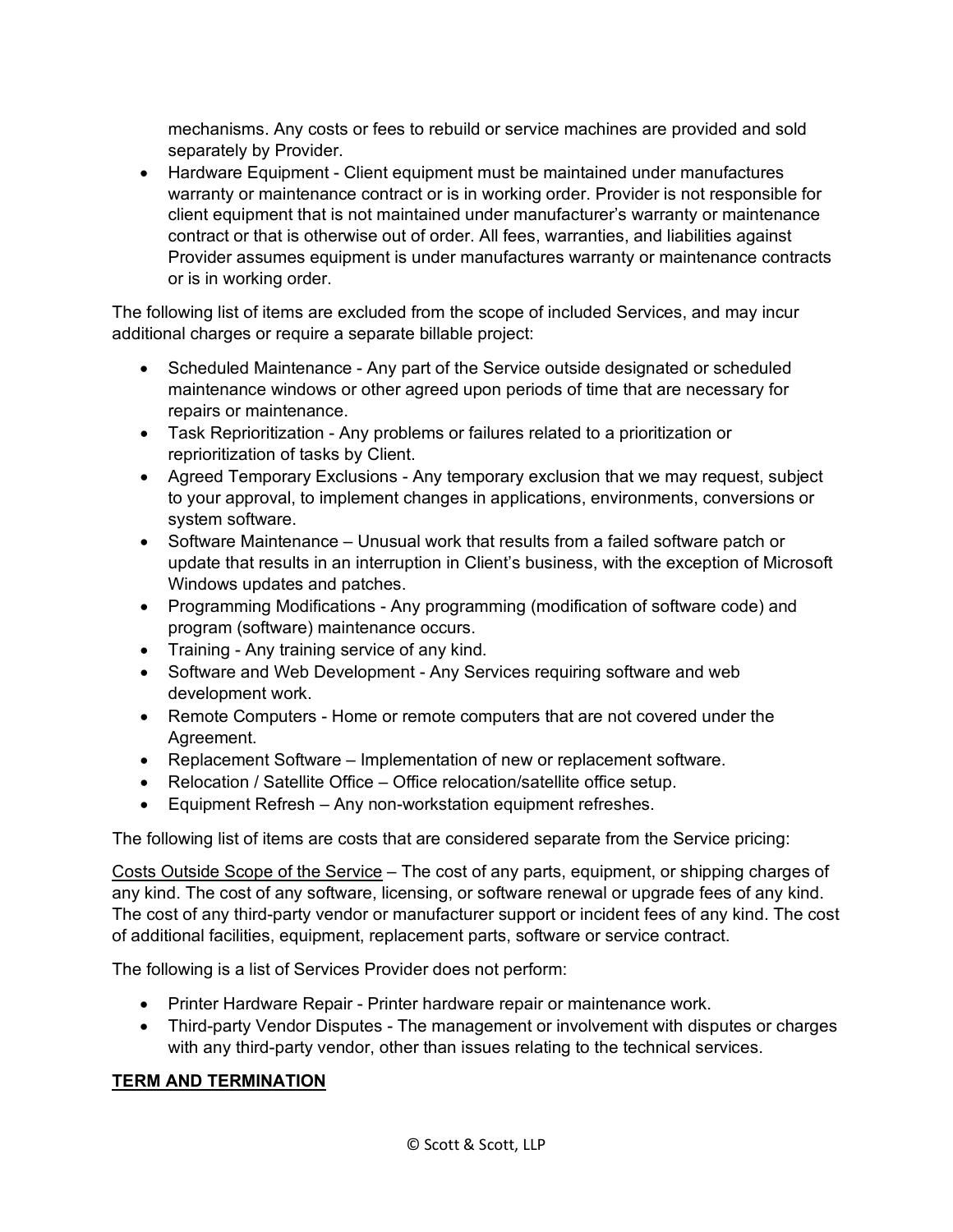mechanisms. Any costs or fees to rebuild or service machines are provided and sold separately by Provider.

- Hardware Equipment - Client equipment must be maintained under manufactures warranty or maintenance contract or is in working order. Provider is not responsible for client equipment that is not maintained under manufacturer's warranty or maintenance contract or that is otherwise out of order. All fees, warranties, and liabilities against Provider assumes equipment is under manufactures warranty or maintenance contracts or is in working order.

The following list of items are excluded from the scope of included Services, and may incur additional charges or require a separate billable project:

- Scheduled Maintenance - Any part of the Service outside designated or scheduled maintenance windows or other agreed upon periods of time that are necessary for repairs or maintenance.
- Task Reprioritization - Any problems or failures related to a prioritization or reprioritization of tasks by Client.
- Agreed Temporary Exclusions - Any temporary exclusion that we may request, subject to your approval, to implement changes in applications, environments, conversions or system software.
- Software Maintenance – Unusual work that results from a failed software patch or update that results in an interruption in Client's business, with the exception of Microsoft Windows updates and patches.
- Programming Modifications - Any programming (modification of software code) and program (software) maintenance occurs.
- Training - Any training service of any kind.
- Software and Web Development - Any Services requiring software and web development work.
- Remote Computers - Home or remote computers that are not covered under the Agreement.
- Replacement Software – Implementation of new or replacement software.
- Relocation / Satellite Office – Office relocation/satellite office setup.
- Equipment Refresh – Any non-workstation equipment refreshes.

The following list of items are costs that are considered separate from the Service pricing:

<u>Costs Outside Scope of the Service</u> – The cost of any parts, equipment, or shipping charges of any kind. The cost of any software, licensing, or software renewal or upgrade fees of any kind. The cost of any third-party vendor or manufacturer support or incident fees of any kind. The cost of additional facilities, equipment, replacement parts, software or service contract.

The following is a list of Services Provider does not perform:

- Printer Hardware Repair - Printer hardware repair or maintenance work.
- Third-party Vendor Disputes - The management or involvement with disputes or charges with any third-party vendor, other than issues relating to the technical services.

## **<u>TERM AND TERMINATION</u>**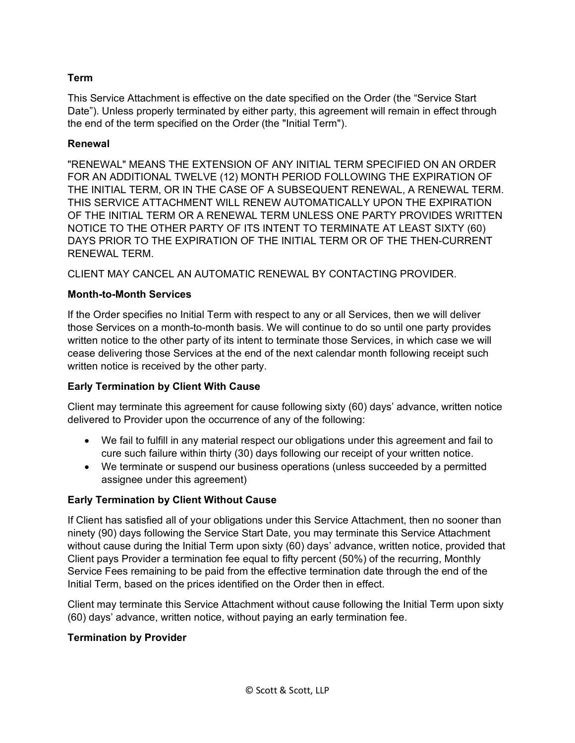**Term**

This Service Attachment is effective on the date specified on the Order (the “Service Start Date”). Unless properly terminated by either party, this agreement will remain in effect through the end of the term specified on the Order (the "Initial Term").

**Renewal**

"RENEWAL" MEANS THE EXTENSION OF ANY INITIAL TERM SPECIFIED ON AN ORDER FOR AN ADDITIONAL TWELVE (12) MONTH PERIOD FOLLOWING THE EXPIRATION OF THE INITIAL TERM, OR IN THE CASE OF A SUBSEQUENT RENEWAL, A RENEWAL TERM. THIS SERVICE ATTACHMENT WILL RENEW AUTOMATICALLY UPON THE EXPIRATION OF THE INITIAL TERM OR A RENEWAL TERM UNLESS ONE PARTY PROVIDES WRITTEN NOTICE TO THE OTHER PARTY OF ITS INTENT TO TERMINATE AT LEAST SIXTY (60) DAYS PRIOR TO THE EXPIRATION OF THE INITIAL TERM OR OF THE THEN-CURRENT RENEWAL TERM.

CLIENT MAY CANCEL AN AUTOMATIC RENEWAL BY CONTACTING PROVIDER.

**Month-to-Month Services**

If the Order specifies no Initial Term with respect to any or all Services, then we will deliver those Services on a month-to-month basis. We will continue to do so until one party provides written notice to the other party of its intent to terminate those Services, in which case we will cease delivering those Services at the end of the next calendar month following receipt such written notice is received by the other party.

**Early Termination by Client With Cause**

Client may terminate this agreement for cause following sixty (60) days’ advance, written notice delivered to Provider upon the occurrence of any of the following:

- We fail to fulfill in any material respect our obligations under this agreement and fail to cure such failure within thirty (30) days following our receipt of your written notice.
- We terminate or suspend our business operations (unless succeeded by a permitted assignee under this agreement)

**Early Termination by Client Without Cause**

If Client has satisfied all of your obligations under this Service Attachment, then no sooner than ninety (90) days following the Service Start Date, you may terminate this Service Attachment without cause during the Initial Term upon sixty (60) days’ advance, written notice, provided that Client pays Provider a termination fee equal to fifty percent (50%) of the recurring, Monthly Service Fees remaining to be paid from the effective termination date through the end of the Initial Term, based on the prices identified on the Order then in effect.

Client may terminate this Service Attachment without cause following the Initial Term upon sixty (60) days’ advance, written notice, without paying an early termination fee.

**Termination by Provider**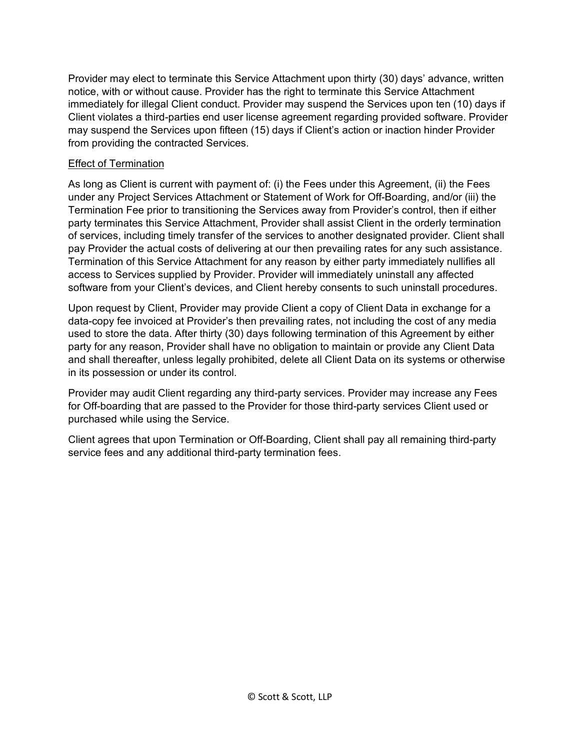Provider may elect to terminate this Service Attachment upon thirty (30) days' advance, written notice, with or without cause. Provider has the right to terminate this Service Attachment immediately for illegal Client conduct. Provider may suspend the Services upon ten (10) days if Client violates a third-parties end user license agreement regarding provided software. Provider may suspend the Services upon fifteen (15) days if Client's action or inaction hinder Provider from providing the contracted Services.

<u>Effect of Termination</u>

As long as Client is current with payment of: (i) the Fees under this Agreement, (ii) the Fees under any Project Services Attachment or Statement of Work for Off-Boarding, and/or (iii) the Termination Fee prior to transitioning the Services away from Provider's control, then if either party terminates this Service Attachment, Provider shall assist Client in the orderly termination of services, including timely transfer of the services to another designated provider. Client shall pay Provider the actual costs of delivering at our then prevailing rates for any such assistance. Termination of this Service Attachment for any reason by either party immediately nullifies all access to Services supplied by Provider. Provider will immediately uninstall any affected software from your Client's devices, and Client hereby consents to such uninstall procedures.

Upon request by Client, Provider may provide Client a copy of Client Data in exchange for a data-copy fee invoiced at Provider's then prevailing rates, not including the cost of any media used to store the data. After thirty (30) days following termination of this Agreement by either party for any reason, Provider shall have no obligation to maintain or provide any Client Data and shall thereafter, unless legally prohibited, delete all Client Data on its systems or otherwise in its possession or under its control.

Provider may audit Client regarding any third-party services. Provider may increase any Fees for Off-boarding that are passed to the Provider for those third-party services Client used or purchased while using the Service.

Client agrees that upon Termination or Off-Boarding, Client shall pay all remaining third-party service fees and any additional third-party termination fees.